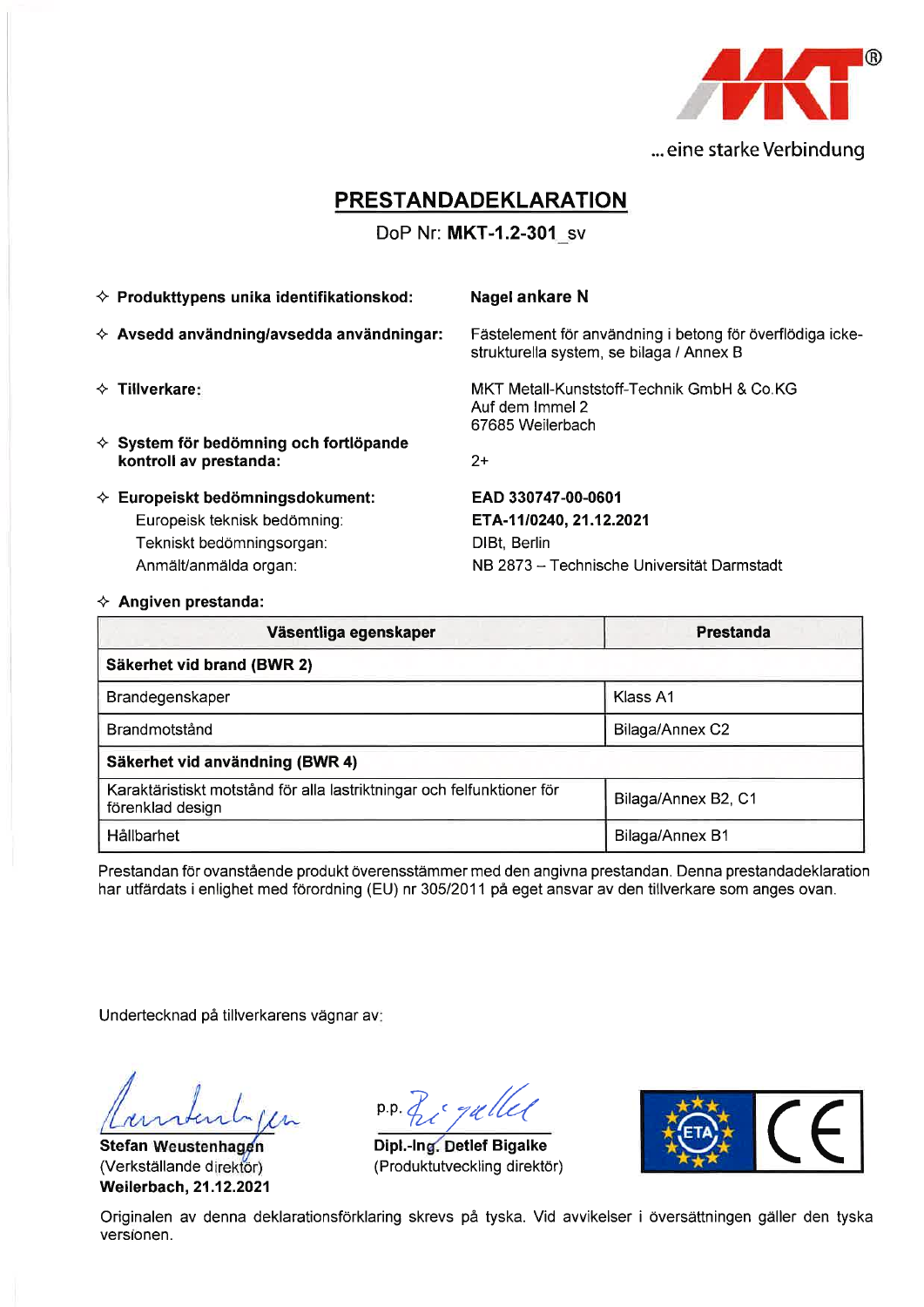... eine starke Verbindung

# PRESTANDADEKLARATION

DoP Nr: **MKT-1.2-301**_sv

- **Produkttypens unika identifikationskod:** **Nagel ankare N**
- **Avsedd användning/avsedda användningar:** Fästelement för användning i betong för överflödiga icke-strukturella system, se bilaga / Annex B
- **Tillverkare:** MKT Metall-Kunststoff-Technik GmbH & Co.KG
  Auf dem Immel 2
  67685 Weilerbach
- **System för bedömning och fortlöpande kontroll av prestanda:** 2+
- **Europeiskt bedömningsdokument:** **EAD 330747-00-0601**
  - Europeisk teknisk bedömning: **ETA-11/0240, 21.12.2021**
  - Tekniskt bedömningsorgan: DIBt, Berlin
  - Anmält/anmälda organ: NB 2873 – Technische Universität Darmstadt
- **Angiven prestanda:**

| Väsentliga egenskaper | Prestanda |
|---|---|
| **Säkerhet vid brand (BWR 2)** | |
| Brandegenskaper | Klass A1 |
| Brandmotstånd | Bilaga/Annex C2 |
| **Säkerhet vid användning (BWR 4)** | |
| Karaktäristiskt motstånd för alla lastriktningar och felfunktioner för förenklad design | Bilaga/Annex B2, C1 |
| Hållbarhet | Bilaga/Annex B1 |

Prestandan för ovanstående produkt överensstämmer med den angivna prestandan. Denna prestandadeklaration har utfärdats i enlighet med förordning (EU) nr 305/2011 på eget ansvar av den tillverkare som anges ovan.

Undertecknad på tillverkarens vägnar av:

**Stefan Weustenhagen**
(Verkställande direktör)
**Weilerbach, 21.12.2021**

p.p.
**Dipl.-Ing. Detlef Bigalke**
(Produktutveckling direktör)

Originalen av denna deklarationsförklaring skrevs på tyska. Vid avvikelser i översättningen gäller den tyska versionen.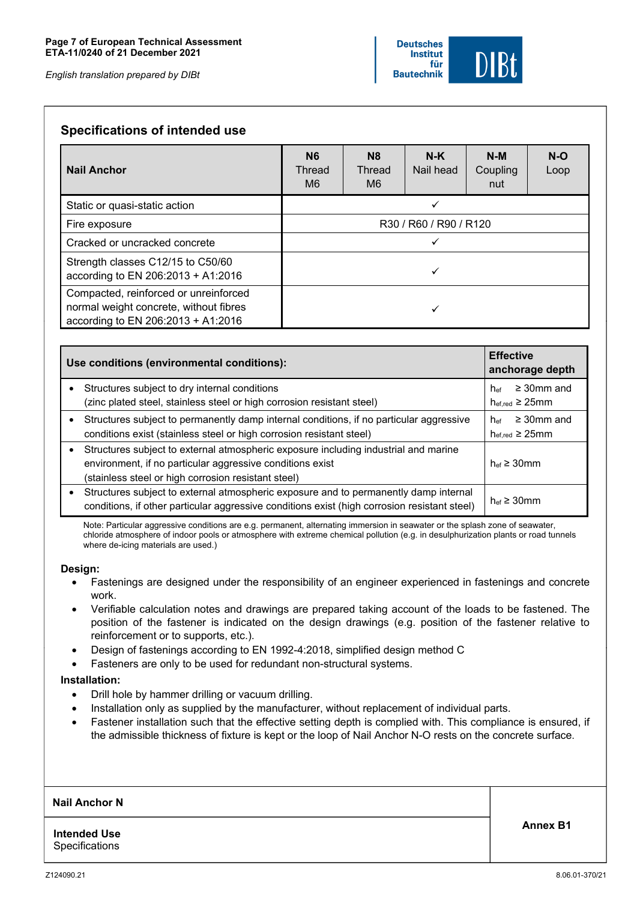## Specifications of intended use

| Nail Anchor | N6 Thread M6 | N8 Thread M6 | N-K Nail head | N-M Coupling nut | N-O Loop |
|---|---|---|---|---|---|
| Static or quasi-static action | ✓ | | | | |
| Fire exposure | R30 / R60 / R90 / R120 | | | | |
| Cracked or uncracked concrete | ✓ | | | | |
| Strength classes C12/15 to C50/60 according to EN 206:2013 + A1:2016 | ✓ | | | | |
| Compacted, reinforced or unreinforced normal weight concrete, without fibres according to EN 206:2013 + A1:2016 | ✓ | | | | |

| Use conditions (environmental conditions): | Effective anchorage depth |
|---|---|
| • Structures subject to dry internal conditions (zinc plated steel, stainless steel or high corrosion resistant steel) | $h_{ef} \geq 30mm$ and $h_{ef,red} \geq 25mm$ |
| • Structures subject to permanently damp internal conditions, if no particular aggressive conditions exist (stainless steel or high corrosion resistant steel) | $h_{ef} \geq 30mm$ and $h_{ef,red} \geq 25mm$ |
| • Structures subject to external atmospheric exposure including industrial and marine environment, if no particular aggressive conditions exist (stainless steel or high corrosion resistant steel) | $h_{ef} \geq 30mm$ |
| • Structures subject to external atmospheric exposure and to permanently damp internal conditions, if other particular aggressive conditions exist (high corrosion resistant steel) | $h_{ef} \geq 30mm$ |

Note: Particular aggressive conditions are e.g. permanent, alternating immersion in seawater or the splash zone of seawater, chloride atmosphere of indoor pools or atmosphere with extreme chemical pollution (e.g. in desulphurization plants or road tunnels where de-icing materials are used.)

**Design:**

- Fastenings are designed under the responsibility of an engineer experienced in fastenings and concrete work.
- Verifiable calculation notes and drawings are prepared taking account of the loads to be fastened. The position of the fastener is indicated on the design drawings (e.g. position of the fastener relative to reinforcement or to supports, etc.).
- Design of fastenings according to EN 1992-4:2018, simplified design method C
- Fasteners are only to be used for redundant non-structural systems.

**Installation:**

- Drill hole by hammer drilling or vacuum drilling.
- Installation only as supplied by the manufacturer, without replacement of individual parts.
- Fastener installation such that the effective setting depth is complied with. This compliance is ensured, if the admissible thickness of fixture is kept or the loop of Nail Anchor N-O rests on the concrete surface.

| Nail Anchor N | Annex B1 |
|---|---|
| **Intended Use** Specifications | |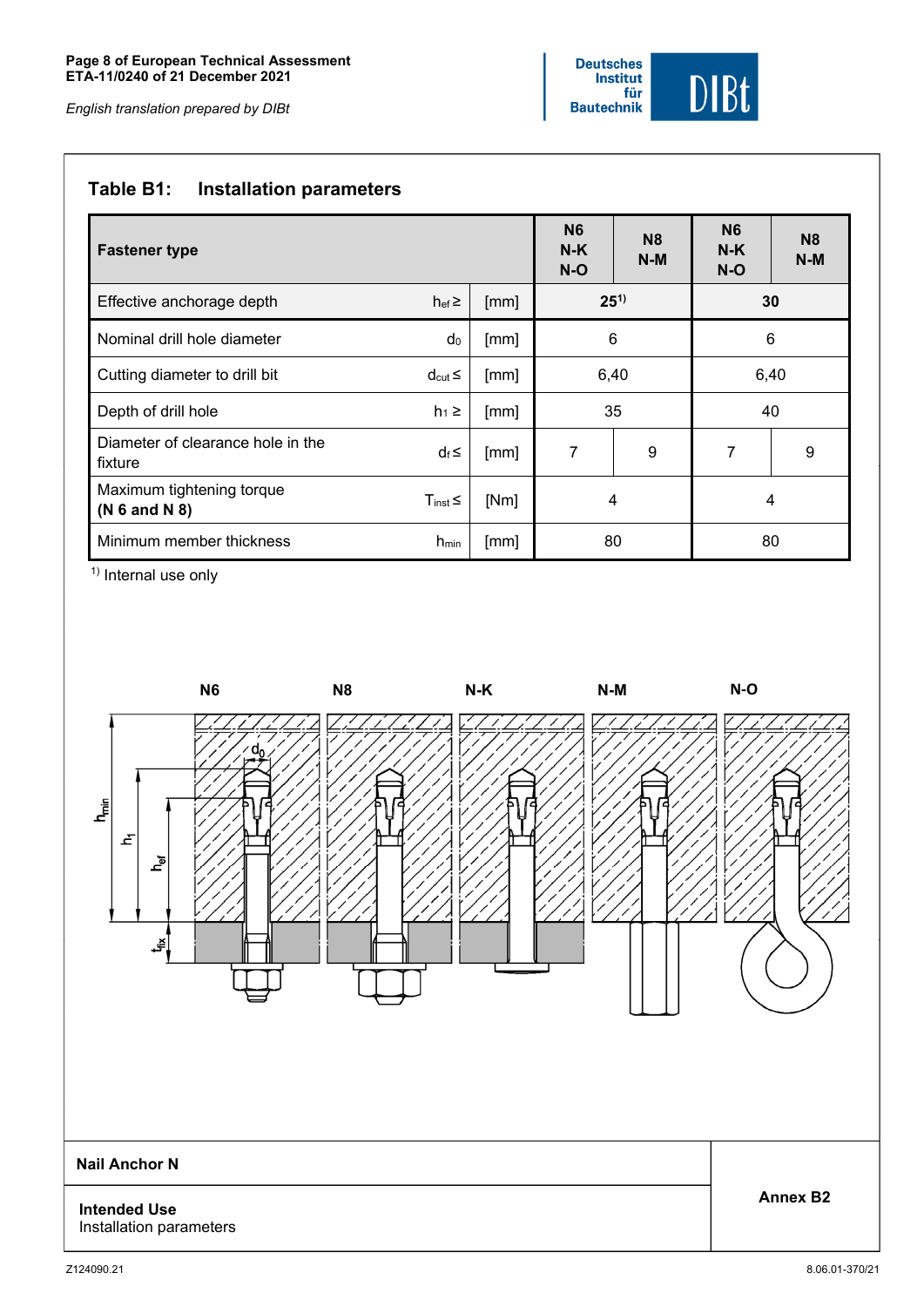## Table B1: Installation parameters

| Fastener type | | | N6 N-K N-O | N8 N-M | N6 N-K N-O | N8 N-M |
|---|---|---|---|---|---|---|
| Effective anchorage depth | $h_{ef} \geq$ | [mm] | **25[1)]** | | **30** | |
| Nominal drill hole diameter | $d_0$ | [mm] | 6 | | 6 | |
| Cutting diameter to drill bit | $d_{cut} \leq$ | [mm] | 6,40 | | 6,40 | |
| Depth of drill hole | $h_1 \geq$ | [mm] | 35 | | 40 | |
| Diameter of clearance hole in the fixture | $d_f \leq$ | [mm] | 7 | 9 | 7 | 9 |
| Maximum tightening torque **(N 6 and N 8)** | $T_{inst} \leq$ | [Nm] | 4 | | 4 | |
| Minimum member thickness | $h_{min}$ | [mm] | 80 | | 80 | |

1) Internal use only

N6 N8 N-K N-M N-O

$h_{min}$ $h_1$ $h_{ef}$ $t_{fix}$ $d_0$

**Nail Anchor N**

**Intended Use**
Installation parameters

**Annex B2**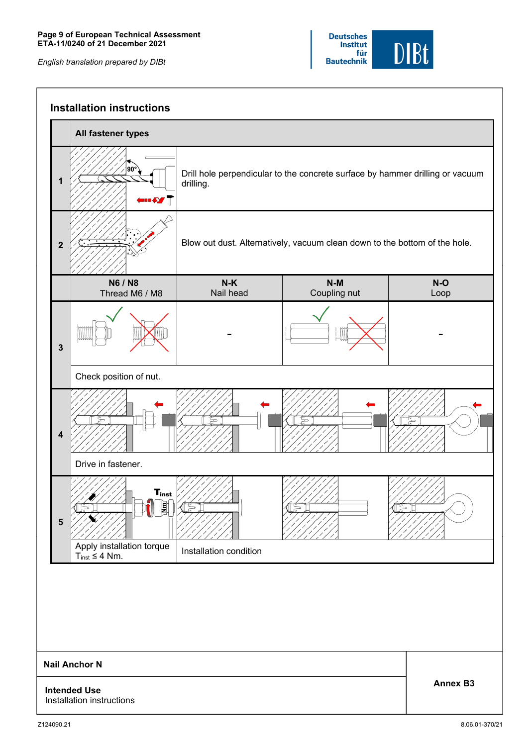## Installation instructions

| | All fastener types | | | |
|---|---|---|---|---|
| 1 | | Drill hole perpendicular to the concrete surface by hammer drilling or vacuum drilling. | | |
| 2 | | Blow out dust. Alternatively, vacuum clean down to the bottom of the hole. | | |
| | **N6 / N8** Thread M6 / M8 | **N-K** Nail head | **N-M** Coupling nut | **N-O** Loop |
| 3 | | - | | - |
| | Check position of nut. | | | |
| 4 | | | | |
| | Drive in fastener. | | | |
| 5 | $T_{inst}$ | | | |
| | Apply installation torque $T_{inst} \leq 4$ Nm. | Installation condition | | |

| | |
|---|---|
| **Nail Anchor N** | **Annex B3** |
| **Intended Use** Installation instructions | |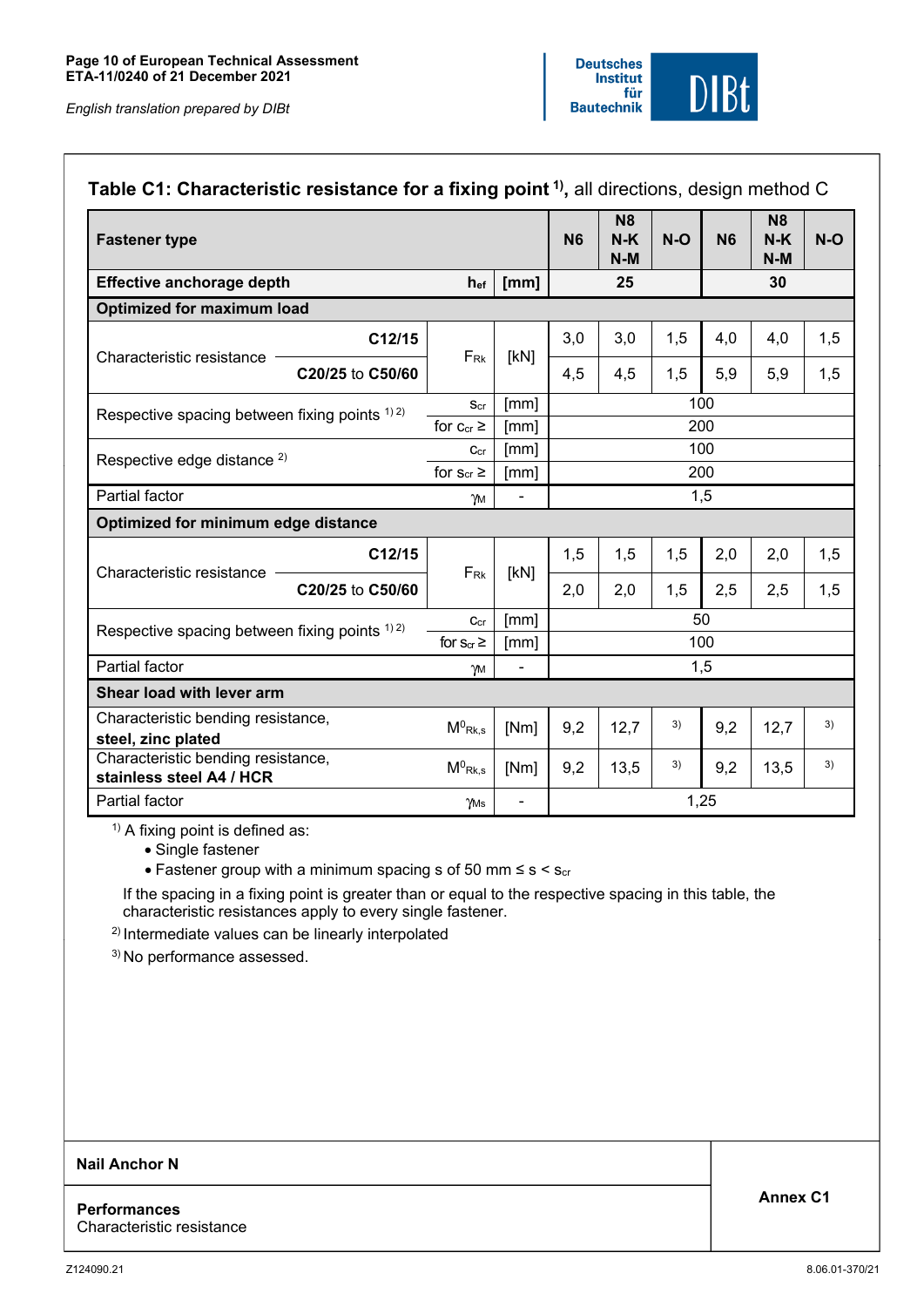## Table C1: Characteristic resistance for a fixing point [1], all directions, design method C

| Fastener type | | | N6 | N8 N-K N-M | N-O | N6 | N8 N-K N-M | N-O |
|---|---|---|---|---|---|---|---|---|
| Effective anchorage depth | $h_{ef}$ | [mm] | 25 | | | 30 | | |
| **Optimized for maximum load** | | | | | | | | |
| Characteristic resistance C12/15 | $F_{Rk}$ | [kN] | 3,0 | 3,0 | 1,5 | 4,0 | 4,0 | 1,5 |
| Characteristic resistance C20/25 to C50/60 | $F_{Rk}$ | [kN] | 4,5 | 4,5 | 1,5 | 5,9 | 5,9 | 1,5 |
| Respective spacing between fixing points [1) 2)] | $s_{cr}$ | [mm] | 100 | | | | | |
| | for $c_{cr} \geq$ | [mm] | 200 | | | | | |
| Respective edge distance [2)] | $c_{cr}$ | [mm] | 100 | | | | | |
| | for $s_{cr} \geq$ | [mm] | 200 | | | | | |
| Partial factor | $\gamma_M$ | - | 1,5 | | | | | |
| **Optimized for minimum edge distance** | | | | | | | | |
| Characteristic resistance C12/15 | $F_{Rk}$ | [kN] | 1,5 | 1,5 | 1,5 | 2,0 | 2,0 | 1,5 |
| Characteristic resistance C20/25 to C50/60 | $F_{Rk}$ | [kN] | 2,0 | 2,0 | 1,5 | 2,5 | 2,5 | 1,5 |
| Respective spacing between fixing points [1) 2)] | $c_{cr}$ | [mm] | 50 | | | | | |
| | for $s_{cr} \geq$ | [mm] | 100 | | | | | |
| Partial factor | $\gamma_M$ | - | 1,5 | | | | | |
| **Shear load with lever arm** | | | | | | | | |
| Characteristic bending resistance, **steel, zinc plated** | $M^0_{Rk,s}$ | [Nm] | 9,2 | 12,7 | [3)] | 9,2 | 12,7 | [3)] |
| Characteristic bending resistance, **stainless steel A4 / HCR** | $M^0_{Rk,s}$ | [Nm] | 9,2 | 13,5 | [3)] | 9,2 | 13,5 | [3)] |
| Partial factor | $\gamma_{Ms}$ | - | 1,25 | | | | | |

[1)] A fixing point is defined as:
- Single fastener
- Fastener group with a minimum spacing s of 50 mm ≤ s < $s_{cr}$

If the spacing in a fixing point is greater than or equal to the respective spacing in this table, the characteristic resistances apply to every single fastener.

[2)] Intermediate values can be linearly interpolated

[3)] No performance assessed.

**Nail Anchor N**

**Performances**
Characteristic resistance

**Annex C1**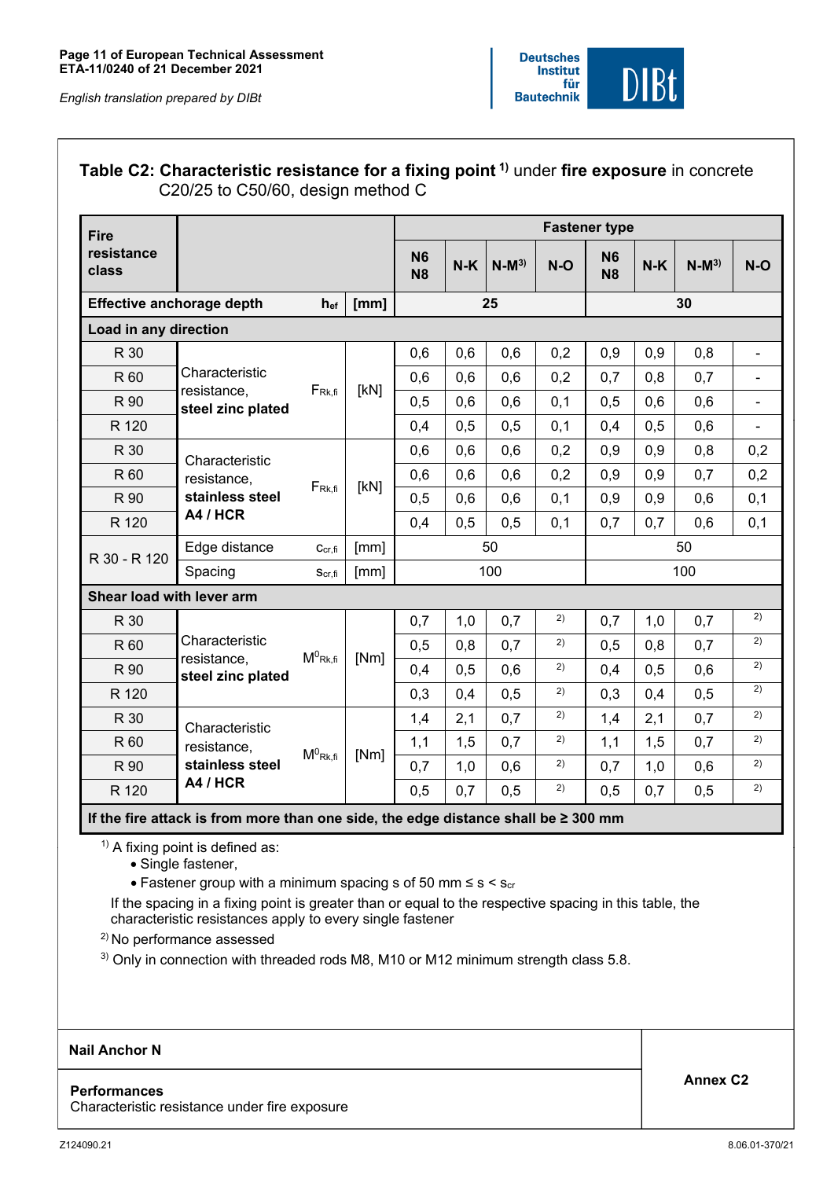## Table C2: Characteristic resistance for a fixing point [1] under fire exposure in concrete C20/25 to C50/60, design method C

| Fire resistance class | | | | Fastener type | | | | | | | |
|---|---|---|---|---|---|---|---|---|---|---|---|
| | | | | N6 N8 | N-K | N-M[3] | N-O | N6 N8 | N-K | N-M[3] | N-O |
| Effective anchorage depth | | $h_{ef}$ | [mm] | 25 | | | | 30 | | | |
| **Load in any direction** | | | | | | | | | | | |
| R 30 | Characteristic resistance, **steel zinc plated** | $F_{Rk,fi}$ | [kN] | 0,6 | 0,6 | 0,6 | 0,2 | 0,9 | 0,9 | 0,8 | - |
| R 60 | | | | 0,6 | 0,6 | 0,6 | 0,2 | 0,7 | 0,8 | 0,7 | - |
| R 90 | | | | 0,5 | 0,6 | 0,6 | 0,1 | 0,5 | 0,6 | 0,6 | - |
| R 120 | | | | 0,4 | 0,5 | 0,5 | 0,1 | 0,4 | 0,5 | 0,6 | - |
| R 30 | Characteristic resistance, **stainless steel A4 / HCR** | $F_{Rk,fi}$ | [kN] | 0,6 | 0,6 | 0,6 | 0,2 | 0,9 | 0,9 | 0,8 | 0,2 |
| R 60 | | | | 0,6 | 0,6 | 0,6 | 0,2 | 0,9 | 0,9 | 0,7 | 0,2 |
| R 90 | | | | 0,5 | 0,6 | 0,6 | 0,1 | 0,9 | 0,9 | 0,6 | 0,1 |
| R 120 | | | | 0,4 | 0,5 | 0,5 | 0,1 | 0,7 | 0,7 | 0,6 | 0,1 |
| R 30 - R 120 | Edge distance | $c_{cr,fi}$ | [mm] | 50 | | | | 50 | | | |
| | Spacing | $s_{cr,fi}$ | [mm] | 100 | | | | 100 | | | |
| **Shear load with lever arm** | | | | | | | | | | | |
| R 30 | Characteristic resistance, **steel zinc plated** | $M^0_{Rk,fi}$ | [Nm] | 0,7 | 1,0 | 0,7 | [2] | 0,7 | 1,0 | 0,7 | [2] |
| R 60 | | | | 0,5 | 0,8 | 0,7 | [2] | 0,5 | 0,8 | 0,7 | [2] |
| R 90 | | | | 0,4 | 0,5 | 0,6 | [2] | 0,4 | 0,5 | 0,6 | [2] |
| R 120 | | | | 0,3 | 0,4 | 0,5 | [2] | 0,3 | 0,4 | 0,5 | [2] |
| R 30 | Characteristic resistance, **stainless steel A4 / HCR** | $M^0_{Rk,fi}$ | [Nm] | 1,4 | 2,1 | 0,7 | [2] | 1,4 | 2,1 | 0,7 | [2] |
| R 60 | | | | 1,1 | 1,5 | 0,7 | [2] | 1,1 | 1,5 | 0,7 | [2] |
| R 90 | | | | 0,7 | 1,0 | 0,6 | [2] | 0,7 | 1,0 | 0,6 | [2] |
| R 120 | | | | 0,5 | 0,7 | 0,5 | [2] | 0,5 | 0,7 | 0,5 | [2] |
| **If the fire attack is from more than one side, the edge distance shall be ≥ 300 mm** | | | | | | | | | | | |

[1] A fixing point is defined as:
- Single fastener,
- Fastener group with a minimum spacing s of 50 mm $\leq s < s_{cr}$

If the spacing in a fixing point is greater than or equal to the respective spacing in this table, the characteristic resistances apply to every single fastener

[2] No performance assessed

[3] Only in connection with threaded rods M8, M10 or M12 minimum strength class 5.8.

**Nail Anchor N**

**Performances**
Characteristic resistance under fire exposure

**Annex C2**